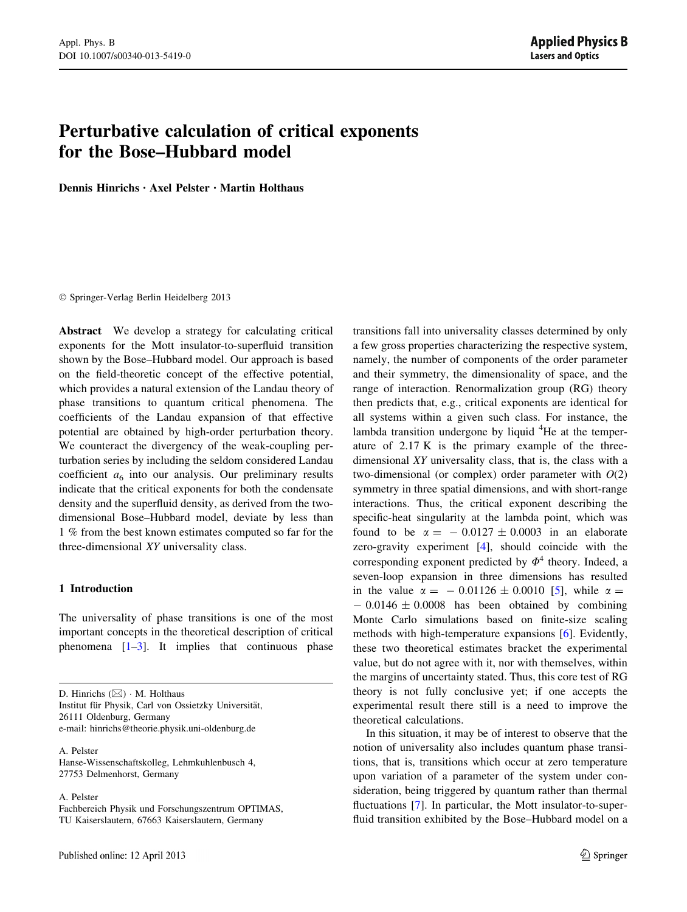# Perturbative calculation of critical exponents for the Bose–Hubbard model

**Dennis Hinrichs · Axel Pelster · Martin Holthaus**

© Springer-Verlag Berlin Heidelberg 2013

**Abstract** We develop a strategy for calculating critical exponents for the Mott insulator-to-superfluid transition shown by the Bose–Hubbard model. Our approach is based on the field-theoretic concept of the effective potential, which provides a natural extension of the Landau theory of phase transitions to quantum critical phenomena. The coefficients of the Landau expansion of that effective potential are obtained by high-order perturbation theory. We counteract the divergency of the weak-coupling perturbation series by including the seldom considered Landau coefficient $a_6$ into our analysis. Our preliminary results indicate that the critical exponents for both the condensate density and the superfluid density, as derived from the two-dimensional Bose–Hubbard model, deviate by less than 1 % from the best known estimates computed so far for the three-dimensional *XY* universality class.

## 1 Introduction

The universality of phase transitions is one of the most important concepts in the theoretical description of critical phenomena [1–3]. It implies that continuous phase transitions fall into universality classes determined by only a few gross properties characterizing the respective system, namely, the number of components of the order parameter and their symmetry, the dimensionality of space, and the range of interaction. Renormalization group (RG) theory then predicts that, e.g., critical exponents are identical for all systems within a given such class. For instance, the lambda transition undergone by liquid $^4$He at the temperature of 2.17 K is the primary example of the three-dimensional *XY* universality class, that is, the class with a two-dimensional (or complex) order parameter with $O(2)$ symmetry in three spatial dimensions, and with short-range interactions. Thus, the critical exponent describing the specific-heat singularity at the lambda point, which was found to be $\alpha = -0.0127 \pm 0.0003$ in an elaborate zero-gravity experiment [4], should coincide with the corresponding exponent predicted by $\Phi^4$ theory. Indeed, a seven-loop expansion in three dimensions has resulted in the value $\alpha = -0.01126 \pm 0.0010$ [5], while $\alpha = -0.0146 \pm 0.0008$ has been obtained by combining Monte Carlo simulations based on finite-size scaling methods with high-temperature expansions [6]. Evidently, these two theoretical estimates bracket the experimental value, but do not agree with it, nor with themselves, within the margins of uncertainty stated. Thus, this core test of RG theory is not fully conclusive yet; if one accepts the experimental result there still is a need to improve the theoretical calculations.

In this situation, it may be of interest to observe that the notion of universality also includes quantum phase transitions, that is, transitions which occur at zero temperature upon variation of a parameter of the system under consideration, being triggered by quantum rather than thermal fluctuations [7]. In particular, the Mott insulator-to-superfluid transition exhibited by the Bose–Hubbard model on a

---

D. Hinrichs (✉) · M. Holthaus
Institut für Physik, Carl von Ossietzky Universität, 26111 Oldenburg, Germany
e-mail: hinrichs@theorie.physik.uni-oldenburg.de

A. Pelster
Hanse-Wissenschaftskolleg, Lehmkuhlenbusch 4, 27753 Delmenhorst, Germany

A. Pelster
Fachbereich Physik und Forschungszentrum OPTIMAS, TU Kaiserslautern, 67663 Kaiserslautern, Germany

Published online: 12 April 2013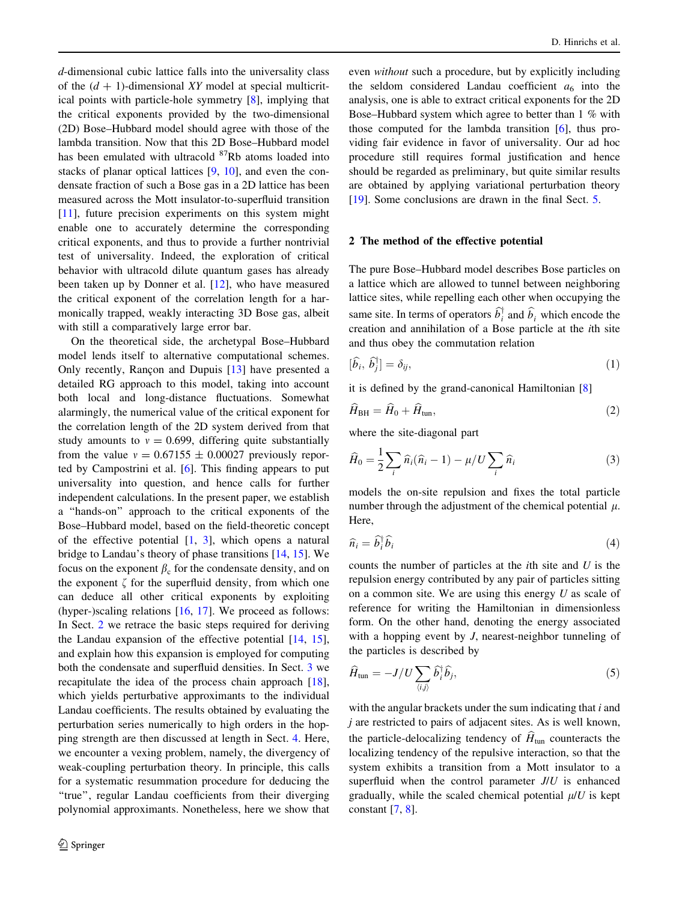$d$-dimensional cubic lattice falls into the universality class of the $(d + 1)$-dimensional $XY$ model at special multicritical points with particle-hole symmetry [8], implying that the critical exponents provided by the two-dimensional (2D) Bose–Hubbard model should agree with those of the lambda transition. Now that this 2D Bose–Hubbard model has been emulated with ultracold $^{87}$Rb atoms loaded into stacks of planar optical lattices [9, 10], and even the condensate fraction of such a Bose gas in a 2D lattice has been measured across the Mott insulator-to-superfluid transition [11], future precision experiments on this system might enable one to accurately determine the corresponding critical exponents, and thus to provide a further nontrivial test of universality. Indeed, the exploration of critical behavior with ultracold dilute quantum gases has already been taken up by Donner et al. [12], who have measured the critical exponent of the correlation length for a harmonically trapped, weakly interacting 3D Bose gas, albeit with still a comparatively large error bar.

On the theoretical side, the archetypal Bose–Hubbard model lends itself to alternative computational schemes. Only recently, Rançon and Dupuis [13] have presented a detailed RG approach to this model, taking into account both local and long-distance fluctuations. Somewhat alarmingly, the numerical value of the critical exponent for the correlation length of the 2D system derived from that study amounts to $\nu = 0.699$, differing quite substantially from the value $\nu = 0.67155 \pm 0.00027$ previously reported by Campostrini et al. [6]. This finding appears to put universality into question, and hence calls for further independent calculations. In the present paper, we establish a "hands-on" approach to the critical exponents of the Bose–Hubbard model, based on the field-theoretic concept of the effective potential [1, 3], which opens a natural bridge to Landau's theory of phase transitions [14, 15]. We focus on the exponent $\beta_c$ for the condensate density, and on the exponent $\zeta$ for the superfluid density, from which one can deduce all other critical exponents by exploiting (hyper-)scaling relations [16, 17]. We proceed as follows: In Sect. 2 we retrace the basic steps required for deriving the Landau expansion of the effective potential [14, 15], and explain how this expansion is employed for computing both the condensate and superfluid densities. In Sect. 3 we recapitulate the idea of the process chain approach [18], which yields perturbative approximants to the individual Landau coefficients. The results obtained by evaluating the perturbation series numerically to high orders in the hopping strength are then discussed at length in Sect. 4. Here, we encounter a vexing problem, namely, the divergency of weak-coupling perturbation theory. In principle, this calls for a systematic resummation procedure for deducing the "true", regular Landau coefficients from their diverging polynomial approximants. Nonetheless, here we show that even *without* such a procedure, but by explicitly including the seldom considered Landau coefficient $a_6$ into the analysis, one is able to extract critical exponents for the 2D Bose–Hubbard system which agree to better than 1 % with those computed for the lambda transition [6], thus providing fair evidence in favor of universality. Our ad hoc procedure still requires formal justification and hence should be regarded as preliminary, but quite similar results are obtained by applying variational perturbation theory [19]. Some conclusions are drawn in the final Sect. 5.

## 2 The method of the effective potential

The pure Bose–Hubbard model describes Bose particles on a lattice which are allowed to tunnel between neighboring lattice sites, while repelling each other when occupying the same site. In terms of operators $\widehat{b}_i^\dagger$ and $\widehat{b}_i$ which encode the creation and annihilation of a Bose particle at the $i$th site and thus obey the commutation relation

$$[\widehat{b}_i, \widehat{b}_j^\dagger] = \delta_{ij}, \tag{1}$$

it is defined by the grand-canonical Hamiltonian [8]

$$\widehat{H}_{\rm BH} = \widehat{H}_0 + \widehat{H}_{\rm tun}, \tag{2}$$

where the site-diagonal part

$$\widehat{H}_0 = \frac{1}{2}\sum_i \widehat{n}_i(\widehat{n}_i - 1) - \mu/U \sum_i \widehat{n}_i \tag{3}$$

models the on-site repulsion and fixes the total particle number through the adjustment of the chemical potential $\mu$. Here,

$$\widehat{n}_i = \widehat{b}_i^\dagger \widehat{b}_i \tag{4}$$

counts the number of particles at the $i$th site and $U$ is the repulsion energy contributed by any pair of particles sitting on a common site. We are using this energy $U$ as scale of reference for writing the Hamiltonian in dimensionless form. On the other hand, denoting the energy associated with a hopping event by $J$, nearest-neighbor tunneling of the particles is described by

$$\widehat{H}_{\rm tun} = -J/U \sum_{\langle i,j \rangle} \widehat{b}_i^\dagger \widehat{b}_j, \tag{5}$$

with the angular brackets under the sum indicating that $i$ and $j$ are restricted to pairs of adjacent sites. As is well known, the particle-delocalizing tendency of $\widehat{H}_{\rm tun}$ counteracts the localizing tendency of the repulsive interaction, so that the system exhibits a transition from a Mott insulator to a superfluid when the control parameter $J/U$ is enhanced gradually, while the scaled chemical potential $\mu/U$ is kept constant [7, 8].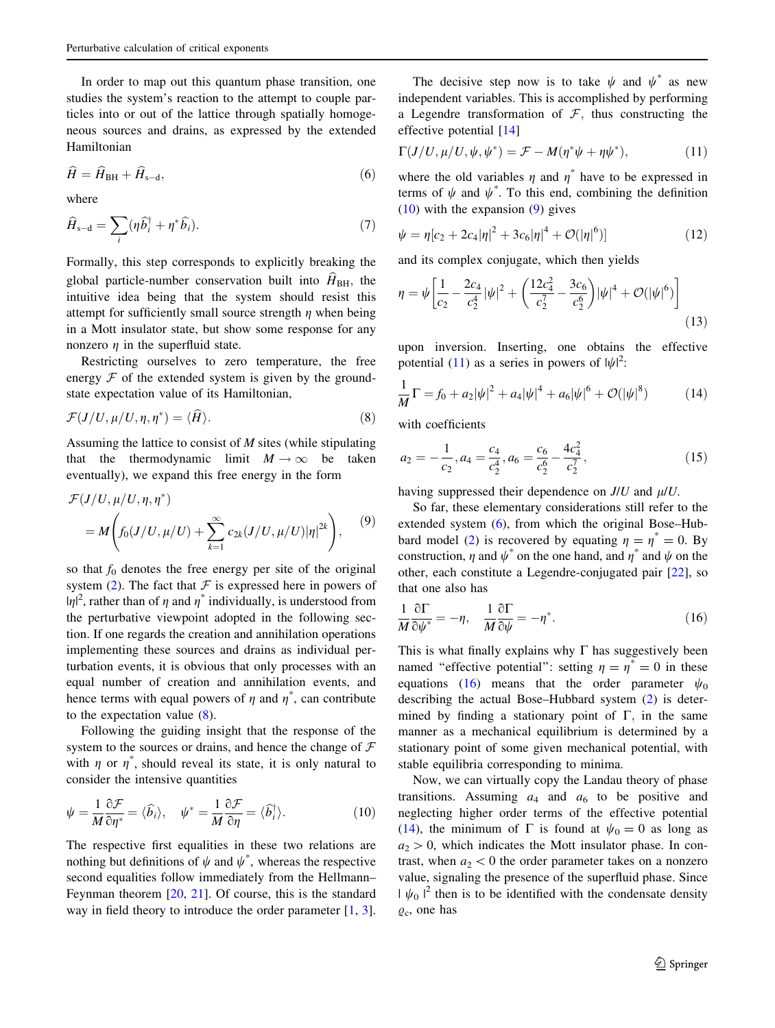In order to map out this quantum phase transition, one studies the system's reaction to the attempt to couple particles into or out of the lattice through spatially homogeneous sources and drains, as expressed by the extended Hamiltonian

$$\widehat{H} = \widehat{H}_{\mathrm{BH}} + \widehat{H}_{\mathrm{s-d}}, \tag{6}$$

where

$$\widehat{H}_{\mathrm{s-d}} = \sum_i (\eta \widehat{b}_i^\dagger + \eta^* \widehat{b}_i). \tag{7}$$

Formally, this step corresponds to explicitly breaking the global particle-number conservation built into $\widehat{H}_{\mathrm{BH}}$, the intuitive idea being that the system should resist this attempt for sufficiently small source strength $\eta$ when being in a Mott insulator state, but show some response for any nonzero $\eta$ in the superfluid state.

Restricting ourselves to zero temperature, the free energy $\mathcal{F}$ of the extended system is given by the ground-state expectation value of its Hamiltonian,

$$\mathcal{F}(J/U, \mu/U, \eta, \eta^*) = \langle \widehat{H} \rangle. \tag{8}$$

Assuming the lattice to consist of $M$ sites (while stipulating that the thermodynamic limit $M \to \infty$ be taken eventually), we expand this free energy in the form

$$\mathcal{F}(J/U, \mu/U, \eta, \eta^*) = M\left( f_0(J/U, \mu/U) + \sum_{k=1}^{\infty} c_{2k}(J/U, \mu/U) |\eta|^{2k} \right), \tag{9}$$

so that $f_0$ denotes the free energy per site of the original system (2). The fact that $\mathcal{F}$ is expressed here in powers of $|\eta|^2$, rather than of $\eta$ and $\eta^*$ individually, is understood from the perturbative viewpoint adopted in the following section. If one regards the creation and annihilation operations implementing these sources and drains as individual perturbation events, it is obvious that only processes with an equal number of creation and annihilation events, and hence terms with equal powers of $\eta$ and $\eta^*$, can contribute to the expectation value (8).

Following the guiding insight that the response of the system to the sources or drains, and hence the change of $\mathcal{F}$ with $\eta$ or $\eta^*$, should reveal its state, it is only natural to consider the intensive quantities

$$\psi = \frac{1}{M}\frac{\partial \mathcal{F}}{\partial \eta^*} = \langle \widehat{b}_i \rangle, \quad \psi^* = \frac{1}{M}\frac{\partial \mathcal{F}}{\partial \eta} = \langle \widehat{b}_i^\dagger \rangle. \tag{10}$$

The respective first equalities in these two relations are nothing but definitions of $\psi$ and $\psi^*$, whereas the respective second equalities follow immediately from the Hellmann–Feynman theorem [20, 21]. Of course, this is the standard way in field theory to introduce the order parameter [1, 3].

The decisive step now is to take $\psi$ and $\psi^*$ as new independent variables. This is accomplished by performing a Legendre transformation of $\mathcal{F}$, thus constructing the effective potential [14]

$$\Gamma(J/U, \mu/U, \psi, \psi^*) = \mathcal{F} - M(\eta^* \psi + \eta \psi^*), \tag{11}$$

where the old variables $\eta$ and $\eta^*$ have to be expressed in terms of $\psi$ and $\psi^*$. To this end, combining the definition (10) with the expansion (9) gives

$$\psi = \eta[c_2 + 2c_4|\eta|^2 + 3c_6|\eta|^4 + \mathcal{O}(|\eta|^6)] \tag{12}$$

and its complex conjugate, which then yields

$$\eta = \psi\left[ \frac{1}{c_2} - \frac{2c_4}{c_2^4}|\psi|^2 + \left( \frac{12c_4^2}{c_2^7} - \frac{3c_6}{c_2^6} \right)|\psi|^4 + \mathcal{O}(|\psi|^6) \right] \tag{13}$$

upon inversion. Inserting, one obtains the effective potential (11) as a series in powers of $|\psi|^2$:

$$\frac{1}{M}\Gamma = f_0 + a_2|\psi|^2 + a_4|\psi|^4 + a_6|\psi|^6 + \mathcal{O}(|\psi|^8) \tag{14}$$

with coefficients

$$a_2 = -\frac{1}{c_2}, a_4 = \frac{c_4}{c_2^4}, a_6 = \frac{c_6}{c_2^6} - \frac{4c_4^2}{c_2^7}, \tag{15}$$

having suppressed their dependence on $J/U$ and $\mu/U$.

So far, these elementary considerations still refer to the extended system (6), from which the original Bose–Hubbard model (2) is recovered by equating $\eta = \eta^* = 0$. By construction, $\eta$ and $\psi^*$ on the one hand, and $\eta^*$ and $\psi$ on the other, each constitute a Legendre-conjugated pair [22], so that one also has

$$\frac{1}{M}\frac{\partial \Gamma}{\partial \psi^*} = -\eta, \quad \frac{1}{M}\frac{\partial \Gamma}{\partial \psi} = -\eta^*. \tag{16}$$

This is what finally explains why $\Gamma$ has suggestively been named "effective potential": setting $\eta = \eta^* = 0$ in these equations (16) means that the order parameter $\psi_0$ describing the actual Bose–Hubbard system (2) is determined by finding a stationary point of $\Gamma$, in the same manner as a mechanical equilibrium is determined by a stationary point of some given mechanical potential, with stable equilibria corresponding to minima.

Now, we can virtually copy the Landau theory of phase transitions. Assuming $a_4$ and $a_6$ to be positive and neglecting higher order terms of the effective potential (14), the minimum of $\Gamma$ is found at $\psi_0 = 0$ as long as $a_2 > 0$, which indicates the Mott insulator phase. In contrast, when $a_2 < 0$ the order parameter takes on a nonzero value, signaling the presence of the superfluid phase. Since $|\psi_0|^2$ then is to be identified with the condensate density $\varrho_c$, one has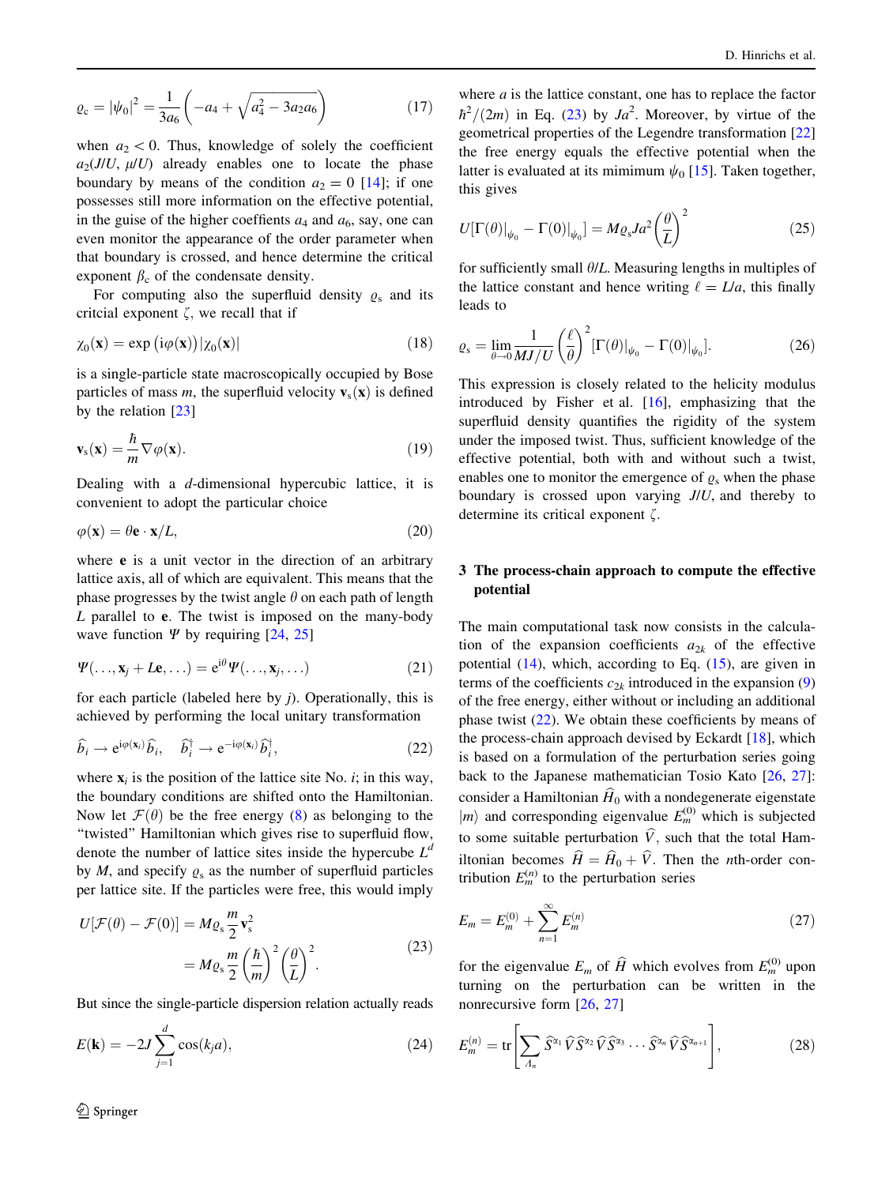$$\varrho_c = |\psi_0|^2 = \frac{1}{3a_6}\left(-a_4 + \sqrt{a_4^2 - 3a_2a_6}\right) \tag{17}$$

when $a_2 < 0$. Thus, knowledge of solely the coefficient $a_2(J/U, \mu/U)$ already enables one to locate the phase boundary by means of the condition $a_2 = 0$ [14]; if one possesses still more information on the effective potential, in the guise of the higher coeffients $a_4$ and $a_6$, say, one can even monitor the appearance of the order parameter when that boundary is crossed, and hence determine the critical exponent $\beta_c$ of the condensate density.

For computing also the superfluid density $\varrho_s$ and its critcial exponent $\zeta$, we recall that if

$$\chi_0(\mathbf{x}) = \exp\left(\mathrm{i}\varphi(\mathbf{x})\right)|\chi_0(\mathbf{x})| \tag{18}$$

is a single-particle state macroscopically occupied by Bose particles of mass $m$, the superfluid velocity $\mathbf{v}_s(\mathbf{x})$ is defined by the relation [23]

$$\mathbf{v}_s(\mathbf{x}) = \frac{\hbar}{m}\nabla\varphi(\mathbf{x}). \tag{19}$$

Dealing with a $d$-dimensional hypercubic lattice, it is convenient to adopt the particular choice

$$\varphi(\mathbf{x}) = \theta\mathbf{e}\cdot\mathbf{x}/L, \tag{20}$$

where $\mathbf{e}$ is a unit vector in the direction of an arbitrary lattice axis, all of which are equivalent. This means that the phase progresses by the twist angle $\theta$ on each path of length $L$ parallel to $\mathbf{e}$. The twist is imposed on the many-body wave function $\Psi$ by requiring [24, 25]

$$\Psi(\ldots,\mathbf{x}_j + L\mathbf{e},\ldots) = \mathrm{e}^{\mathrm{i}\theta}\Psi(\ldots,\mathbf{x}_j,\ldots) \tag{21}$$

for each particle (labeled here by $j$). Operationally, this is achieved by performing the local unitary transformation

$$\widehat{b}_i \to \mathrm{e}^{\mathrm{i}\varphi(\mathbf{x}_i)}\widehat{b}_i, \quad \widehat{b}_i^\dagger \to \mathrm{e}^{-\mathrm{i}\varphi(\mathbf{x}_i)}\widehat{b}_i^\dagger, \tag{22}$$

where $\mathbf{x}_i$ is the position of the lattice site No. $i$; in this way, the boundary conditions are shifted onto the Hamiltonian. Now let $\mathcal{F}(\theta)$ be the free energy (8) as belonging to the "twisted" Hamiltonian which gives rise to superfluid flow, denote the number of lattice sites inside the hypercube $L^d$ by $M$, and specify $\varrho_s$ as the number of superfluid particles per lattice site. If the particles were free, this would imply

$$\begin{aligned} U[\mathcal{F}(\theta) - \mathcal{F}(0)] &= M\varrho_s\frac{m}{2}\mathbf{v}_s^2 \\ &= M\varrho_s\frac{m}{2}\left(\frac{\hbar}{m}\right)^2\left(\frac{\theta}{L}\right)^2. \end{aligned} \tag{23}$$

But since the single-particle dispersion relation actually reads

$$E(\mathbf{k}) = -2J\sum_{j=1}^{d}\cos(k_j a), \tag{24}$$

where $a$ is the lattice constant, one has to replace the factor $\hbar^2/(2m)$ in Eq. (23) by $Ja^2$. Moreover, by virtue of the geometrical properties of the Legendre transformation [22] the free energy equals the effective potential when the latter is evaluated at its mimimum $\psi_0$ [15]. Taken together, this gives

$$U[\Gamma(\theta)|_{\psi_0} - \Gamma(0)|_{\psi_0}] = M\varrho_s Ja^2\left(\frac{\theta}{L}\right)^2 \tag{25}$$

for sufficiently small $\theta/L$. Measuring lengths in multiples of the lattice constant and hence writing $\ell = L/a$, this finally leads to

$$\varrho_s = \lim_{\theta\to 0}\frac{1}{MJ/U}\left(\frac{\ell}{\theta}\right)^2[\Gamma(\theta)|_{\psi_0} - \Gamma(0)|_{\psi_0}]. \tag{26}$$

This expression is closely related to the helicity modulus introduced by Fisher et al. [16], emphasizing that the superfluid density quantifies the rigidity of the system under the imposed twist. Thus, sufficient knowledge of the effective potential, both with and without such a twist, enables one to monitor the emergence of $\varrho_s$ when the phase boundary is crossed upon varying $J/U$, and thereby to determine its critical exponent $\zeta$.

## 3 The process-chain approach to compute the effective potential

The main computational task now consists in the calculation of the expansion coefficients $a_{2k}$ of the effective potential (14), which, according to Eq. (15), are given in terms of the coefficients $c_{2k}$ introduced in the expansion (9) of the free energy, either without or including an additional phase twist (22). We obtain these coefficients by means of the process-chain approach devised by Eckardt [18], which is based on a formulation of the perturbation series going back to the Japanese mathematician Tosio Kato [26, 27]: consider a Hamiltonian $\widehat{H}_0$ with a nondegenerate eigenstate $|m\rangle$ and corresponding eigenvalue $E_m^{(0)}$ which is subjected to some suitable perturbation $\widehat{V}$, such that the total Hamiltonian becomes $\widehat{H} = \widehat{H}_0 + \widehat{V}$. Then the $n$th-order contribution $E_m^{(n)}$ to the perturbation series

$$E_m = E_m^{(0)} + \sum_{n=1}^{\infty}E_m^{(n)} \tag{27}$$

for the eigenvalue $E_m$ of $\widehat{H}$ which evolves from $E_m^{(0)}$ upon turning on the perturbation can be written in the nonrecursive form [26, 27]

$$E_m^{(n)} = \mathrm{tr}\left[\sum_{\Lambda_n}\widehat{S}^{\alpha_1}\widehat{V}\widehat{S}^{\alpha_2}\widehat{V}\widehat{S}^{\alpha_3}\cdots\widehat{S}^{\alpha_n}\widehat{V}\widehat{S}^{\alpha_{n+1}}\right], \tag{28}$$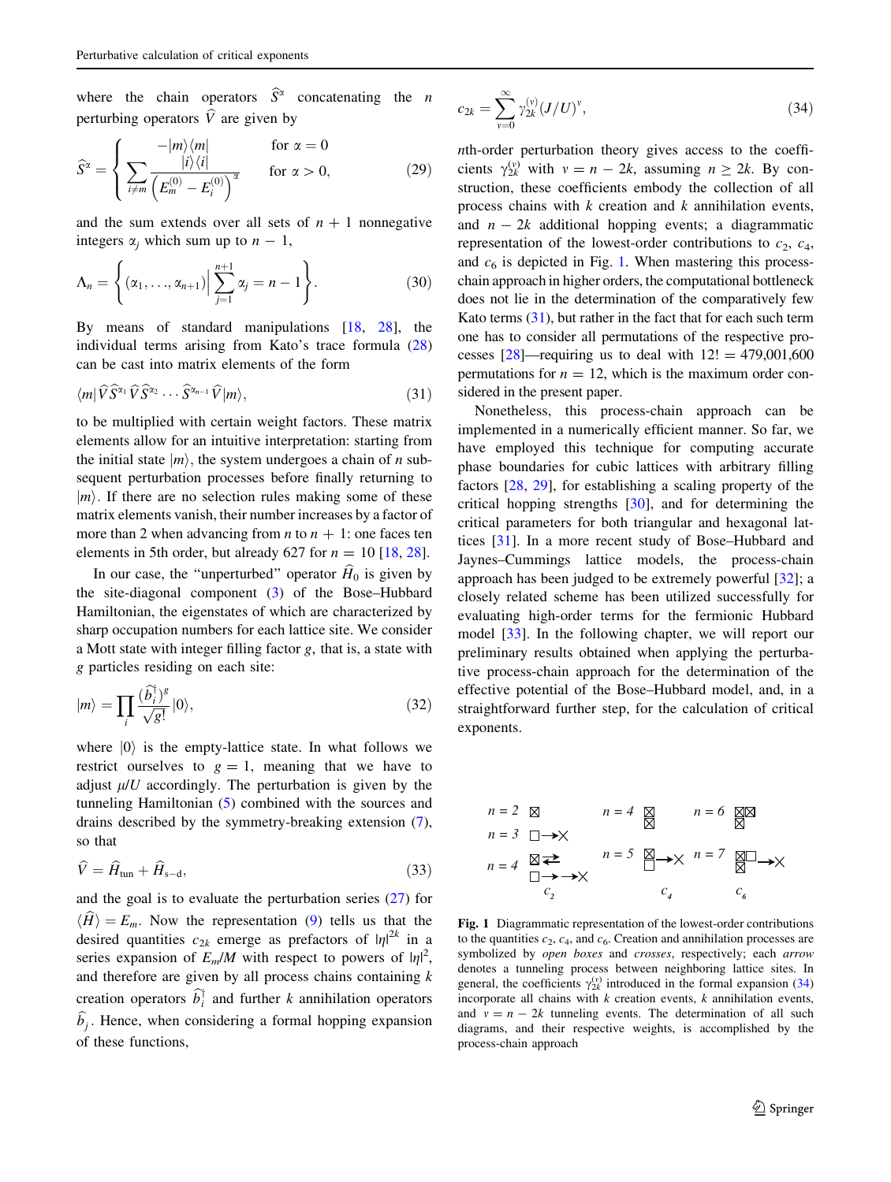where the chain operators $\widehat{S}^{\alpha}$ concatenating the $n$ perturbing operators $\widehat{V}$ are given by

$$\widehat{S}^{\alpha} = \begin{cases} -|m\rangle\langle m| & \text{for } \alpha = 0 \\ \sum_{i \neq m} \frac{|i\rangle\langle i|}{\left(E_m^{(0)} - E_i^{(0)}\right)^{\alpha}} & \text{for } \alpha > 0, \end{cases} \tag{29}$$

and the sum extends over all sets of $n+1$ nonnegative integers $\alpha_j$ which sum up to $n-1$,

$$\Lambda_n = \left\{ (\alpha_1, \ldots, \alpha_{n+1}) \Big| \sum_{j=1}^{n+1} \alpha_j = n-1 \right\}. \tag{30}$$

By means of standard manipulations [18, 28], the individual terms arising from Kato's trace formula (28) can be cast into matrix elements of the form

$$\langle m | \widehat{V} \widehat{S}^{\alpha_1} \widehat{V} \widehat{S}^{\alpha_2} \cdots \widehat{S}^{\alpha_{n-1}} \widehat{V} | m \rangle, \tag{31}$$

to be multiplied with certain weight factors. These matrix elements allow for an intuitive interpretation: starting from the initial state $|m\rangle$, the system undergoes a chain of $n$ subsequent perturbation processes before finally returning to $|m\rangle$. If there are no selection rules making some of these matrix elements vanish, their number increases by a factor of more than 2 when advancing from $n$ to $n+1$: one faces ten elements in 5th order, but already 627 for $n = 10$ [18, 28].

In our case, the "unperturbed" operator $\widehat{H}_0$ is given by the site-diagonal component (3) of the Bose–Hubbard Hamiltonian, the eigenstates of which are characterized by sharp occupation numbers for each lattice site. We consider a Mott state with integer filling factor $g$, that is, a state with $g$ particles residing on each site:

$$|m\rangle = \prod_i \frac{(\widehat{b}_i^{\dagger})^g}{\sqrt{g!}} |0\rangle, \tag{32}$$

where $|0\rangle$ is the empty-lattice state. In what follows we restrict ourselves to $g = 1$, meaning that we have to adjust $\mu/U$ accordingly. The perturbation is given by the tunneling Hamiltonian (5) combined with the sources and drains described by the symmetry-breaking extension (7), so that

$$\widehat{V} = \widehat{H}_{\text{tun}} + \widehat{H}_{\text{s-d}}, \tag{33}$$

and the goal is to evaluate the perturbation series (27) for $\langle \widehat{H} \rangle = E_m$. Now the representation (9) tells us that the desired quantities $c_{2k}$ emerge as prefactors of $|\eta|^{2k}$ in a series expansion of $E_m/M$ with respect to powers of $|\eta|^2$, and therefore are given by all process chains containing $k$ creation operators $\widehat{b}_i^{\dagger}$ and further $k$ annihilation operators $\widehat{b}_j$. Hence, when considering a formal hopping expansion of these functions,

$$c_{2k} = \sum_{\nu=0}^{\infty} \gamma_{2k}^{(\nu)} (J/U)^{\nu}, \tag{34}$$

$n$th-order perturbation theory gives access to the coefficients $\gamma_{2k}^{(\nu)}$ with $\nu = n - 2k$, assuming $n \geq 2k$. By construction, these coefficients embody the collection of all process chains with $k$ creation and $k$ annihilation events, and $n - 2k$ additional hopping events; a diagrammatic representation of the lowest-order contributions to $c_2$, $c_4$, and $c_6$ is depicted in Fig. 1. When mastering this process-chain approach in higher orders, the computational bottleneck does not lie in the determination of the comparatively few Kato terms (31), but rather in the fact that for each such term one has to consider all permutations of the respective processes [28]—requiring us to deal with $12! = 479{,}001{,}600$ permutations for $n = 12$, which is the maximum order considered in the present paper.

Nonetheless, this process-chain approach can be implemented in a numerically efficient manner. So far, we have employed this technique for computing accurate phase boundaries for cubic lattices with arbitrary filling factors [28, 29], for establishing a scaling property of the critical hopping strengths [30], and for determining the critical parameters for both triangular and hexagonal lattices [31]. In a more recent study of Bose–Hubbard and Jaynes–Cummings lattice models, the process-chain approach has been judged to be extremely powerful [32]; a closely related scheme has been utilized successfully for evaluating high-order terms for the fermionic Hubbard model [33]. In the following chapter, we will report our preliminary results obtained when applying the perturbative process-chain approach for the determination of the effective potential of the Bose–Hubbard model, and, in a straightforward further step, for the calculation of critical exponents.

**Fig. 1** Diagrammatic representation of the lowest-order contributions to the quantities $c_2$, $c_4$, and $c_6$. Creation and annihilation processes are symbolized by *open boxes* and *crosses*, respectively; each *arrow* denotes a tunneling process between neighboring lattice sites. In general, the coefficients $\gamma_{2k}^{(\nu)}$ introduced in the formal expansion (34) incorporate all chains with $k$ creation events, $k$ annihilation events, and $\nu = n - 2k$ tunneling events. The determination of all such diagrams, and their respective weights, is accomplished by the process-chain approach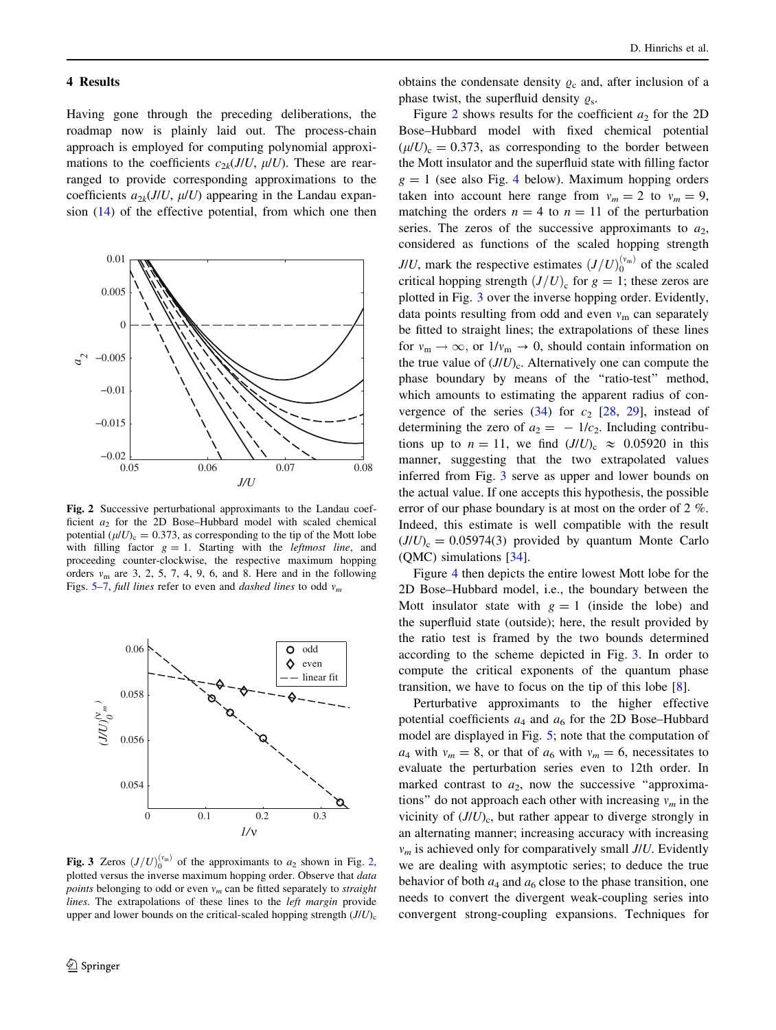## 4 Results

Having gone through the preceding deliberations, the roadmap now is plainly laid out. The process-chain approach is employed for computing polynomial approximations to the coefficients $c_{2k}(J/U, \mu/U)$. These are rearranged to provide corresponding approximations to the coefficients $a_{2k}(J/U, \mu/U)$ appearing in the Landau expansion (14) of the effective potential, from which one then obtains the condensate density $\varrho_c$ and, after inclusion of a phase twist, the superfluid density $\varrho_s$.

**Fig. 2** Successive perturbational approximants to the Landau coefficient $a_2$ for the 2D Bose–Hubbard model with scaled chemical potential $(\mu/U)_c = 0.373$, as corresponding to the tip of the Mott lobe with filling factor $g = 1$. Starting with the *leftmost line*, and proceeding counter-clockwise, the respective maximum hopping orders $\nu_m$ are 3, 2, 5, 7, 4, 9, 6, and 8. Here and in the following Figs. 5–7, *full lines* refer to even and *dashed lines* to odd $\nu_m$

**Fig. 3** Zeros $(J/U)_0^{(\nu_m)}$ of the approximants to $a_2$ shown in Fig. 2, plotted versus the inverse maximum hopping order. Observe that *data points* belonging to odd or even $\nu_m$ can be fitted separately to *straight lines*. The extrapolations of these lines to the *left margin* provide upper and lower bounds on the critical-scaled hopping strength $(J/U)_c$

Figure 2 shows results for the coefficient $a_2$ for the 2D Bose–Hubbard model with fixed chemical potential $(\mu/U)_c = 0.373$, as corresponding to the border between the Mott insulator and the superfluid state with filling factor $g = 1$ (see also Fig. 4 below). Maximum hopping orders taken into account here range from $\nu_m = 2$ to $\nu_m = 9$, matching the orders $n = 4$ to $n = 11$ of the perturbation series. The zeros of the successive approximants to $a_2$, considered as functions of the scaled hopping strength $J/U$, mark the respective estimates $(J/U)_0^{(\nu_m)}$ of the scaled critical hopping strength $(J/U)_c$ for $g = 1$; these zeros are plotted in Fig. 3 over the inverse hopping order. Evidently, data points resulting from odd and even $\nu_m$ can separately be fitted to straight lines; the extrapolations of these lines for $\nu_m \to \infty$, or $1/\nu_m \to 0$, should contain information on the true value of $(J/U)_c$. Alternatively one can compute the phase boundary by means of the "ratio-test" method, which amounts to estimating the apparent radius of convergence of the series (34) for $c_2$ [28, 29], instead of determining the zero of $a_2 = -1/c_2$. Including contributions up to $n = 11$, we find $(J/U)_c \approx 0.05920$ in this manner, suggesting that the two extrapolated values inferred from Fig. 3 serve as upper and lower bounds on the actual value. If one accepts this hypothesis, the possible error of our phase boundary is at most on the order of 2 %. Indeed, this estimate is well compatible with the result $(J/U)_c = 0.05974(3)$ provided by quantum Monte Carlo (QMC) simulations [34].

Figure 4 then depicts the entire lowest Mott lobe for the 2D Bose–Hubbard model, i.e., the boundary between the Mott insulator state with $g = 1$ (inside the lobe) and the superfluid state (outside); here, the result provided by the ratio test is framed by the two bounds determined according to the scheme depicted in Fig. 3. In order to compute the critical exponents of the quantum phase transition, we have to focus on the tip of this lobe [8].

Perturbative approximants to the higher effective potential coefficients $a_4$ and $a_6$ for the 2D Bose–Hubbard model are displayed in Fig. 5; note that the computation of $a_4$ with $\nu_m = 8$, or that of $a_6$ with $\nu_m = 6$, necessitates to evaluate the perturbation series even to 12th order. In marked contrast to $a_2$, now the successive "approximations" do not approach each other with increasing $\nu_m$ in the vicinity of $(J/U)_c$, but rather appear to diverge strongly in an alternating manner; increasing accuracy with increasing $\nu_m$ is achieved only for comparatively small $J/U$. Evidently we are dealing with asymptotic series; to deduce the true behavior of both $a_4$ and $a_6$ close to the phase transition, one needs to convert the divergent weak-coupling series into convergent strong-coupling expansions. Techniques for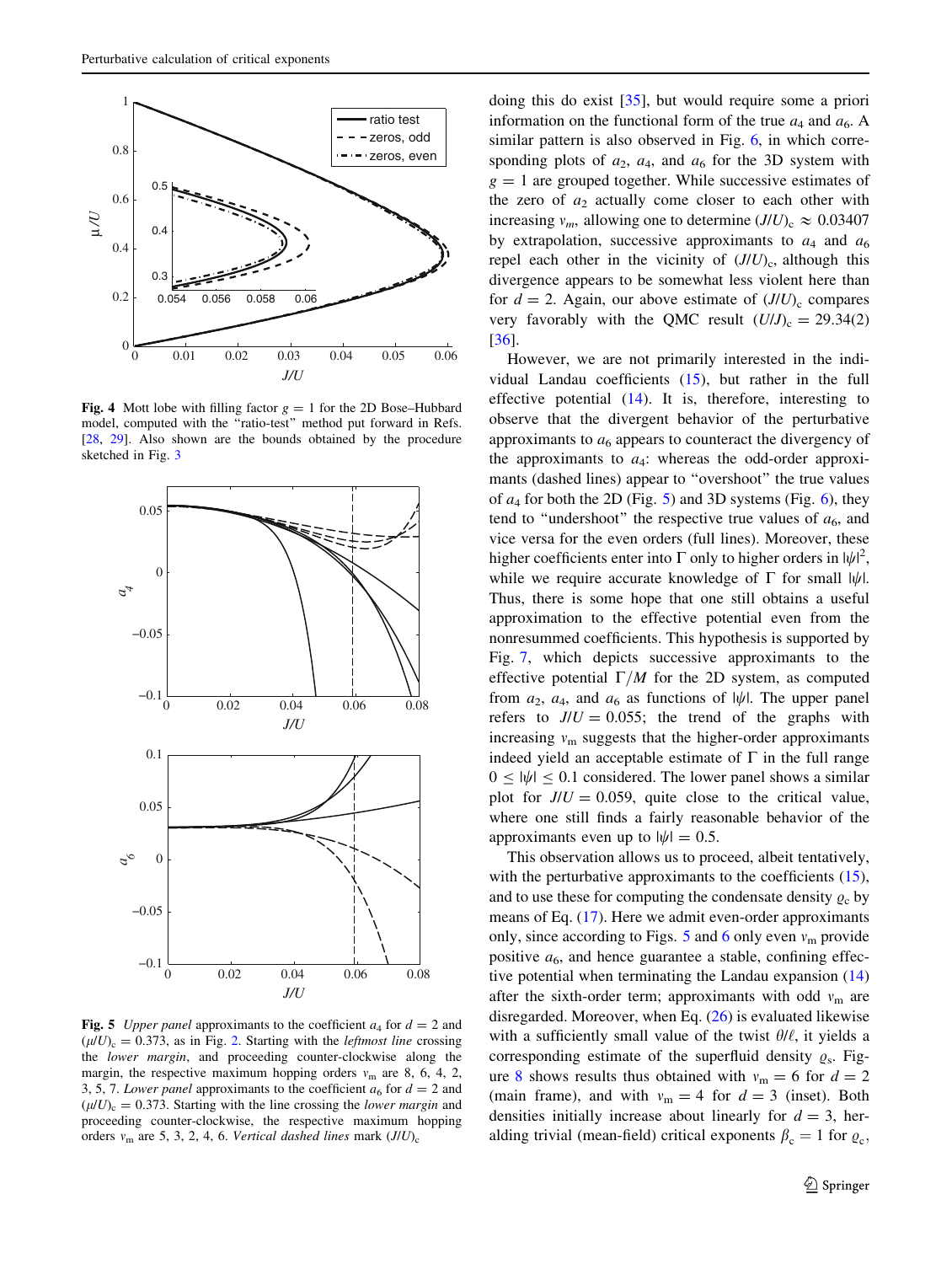Fig. 4 Mott lobe with filling factor $g = 1$ for the 2D Bose–Hubbard model, computed with the "ratio-test" method put forward in Refs. [28, 29]. Also shown are the bounds obtained by the procedure sketched in Fig. 3

Fig. 5 *Upper panel* approximants to the coefficient $a_4$ for $d = 2$ and $(\mu/U)_c = 0.373$, as in Fig. 2. Starting with the *leftmost line* crossing the *lower margin*, and proceeding counter-clockwise along the margin, the respective maximum hopping orders $\nu_m$ are 8, 6, 4, 2, 3, 5, 7. *Lower panel* approximants to the coefficient $a_6$ for $d = 2$ and $(\mu/U)_c = 0.373$. Starting with the line crossing the *lower margin* and proceeding counter-clockwise, the respective maximum hopping orders $\nu_m$ are 5, 3, 2, 4, 6. *Vertical dashed lines* mark $(J/U)_c$

doing this do exist [35], but would require some a priori information on the functional form of the true $a_4$ and $a_6$. A similar pattern is also observed in Fig. 6, in which corresponding plots of $a_2$, $a_4$, and $a_6$ for the 3D system with $g = 1$ are grouped together. While successive estimates of the zero of $a_2$ actually come closer to each other with increasing $\nu_m$, allowing one to determine $(J/U)_c \approx 0.03407$ by extrapolation, successive approximants to $a_4$ and $a_6$ repel each other in the vicinity of $(J/U)_c$, although this divergence appears to be somewhat less violent here than for $d = 2$. Again, our above estimate of $(J/U)_c$ compares very favorably with the QMC result $(U/J)_c = 29.34(2)$ [36].

However, we are not primarily interested in the individual Landau coefficients (15), but rather in the full effective potential (14). It is, therefore, interesting to observe that the divergent behavior of the perturbative approximants to $a_6$ appears to counteract the divergency of the approximants to $a_4$: whereas the odd-order approximants (dashed lines) appear to "overshoot" the true values of $a_4$ for both the 2D (Fig. 5) and 3D systems (Fig. 6), they tend to "undershoot" the respective true values of $a_6$, and vice versa for the even orders (full lines). Moreover, these higher coefficients enter into $\Gamma$ only to higher orders in $|\psi|^2$, while we require accurate knowledge of $\Gamma$ for small $|\psi|$. Thus, there is some hope that one still obtains a useful approximation to the effective potential even from the nonresummed coefficients. This hypothesis is supported by Fig. 7, which depicts successive approximants to the effective potential $\Gamma/M$ for the 2D system, as computed from $a_2$, $a_4$, and $a_6$ as functions of $|\psi|$. The upper panel refers to $J/U = 0.055$; the trend of the graphs with increasing $\nu_m$ suggests that the higher-order approximants indeed yield an acceptable estimate of $\Gamma$ in the full range $0 \leq |\psi| \leq 0.1$ considered. The lower panel shows a similar plot for $J/U = 0.059$, quite close to the critical value, where one still finds a fairly reasonable behavior of the approximants even up to $|\psi| = 0.5$.

This observation allows us to proceed, albeit tentatively, with the perturbative approximants to the coefficients (15), and to use these for computing the condensate density $\varrho_c$ by means of Eq. (17). Here we admit even-order approximants only, since according to Figs. 5 and 6 only even $\nu_m$ provide positive $a_6$, and hence guarantee a stable, confining effective potential when terminating the Landau expansion (14) after the sixth-order term; approximants with odd $\nu_m$ are disregarded. Moreover, when Eq. (26) is evaluated likewise with a sufficiently small value of the twist $\theta/\ell$, it yields a corresponding estimate of the superfluid density $\varrho_s$. Figure 8 shows results thus obtained with $\nu_m = 6$ for $d = 2$ (main frame), and with $\nu_m = 4$ for $d = 3$ (inset). Both densities initially increase about linearly for $d = 3$, heralding trivial (mean-field) critical exponents $\beta_c = 1$ for $\varrho_c$,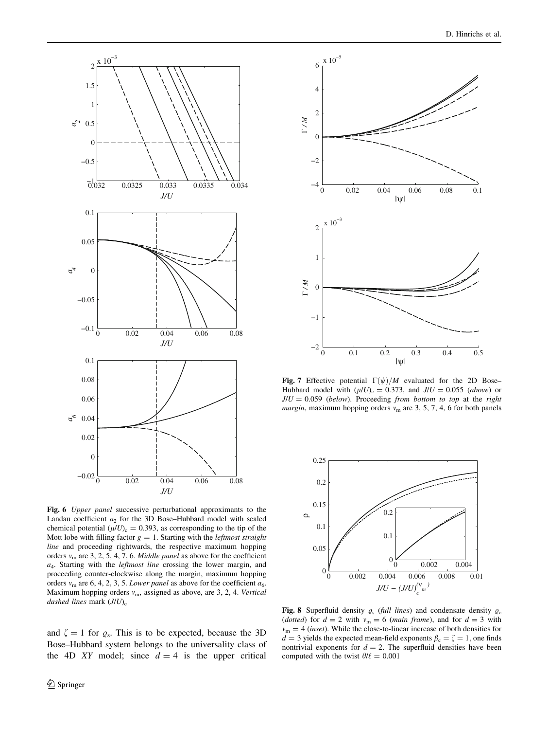**Fig. 6** *Upper panel* successive perturbational approximants to the Landau coefficient $a_2$ for the 3D Bose–Hubbard model with scaled chemical potential $(\mu/U)_c = 0.393$, as corresponding to the tip of the Mott lobe with filling factor $g = 1$. Starting with the *leftmost straight line* and proceeding rightwards, the respective maximum hopping orders $\nu_m$ are 3, 2, 5, 4, 7, 6. *Middle panel* as above for the coefficient $a_4$. Starting with the *leftmost line* crossing the lower margin, and proceeding counter-clockwise along the margin, maximum hopping orders $\nu_m$ are 6, 4, 2, 3, 5. *Lower panel* as above for the coefficient $a_6$. Maximum hopping orders $\nu_m$, assigned as above, are 3, 2, 4. *Vertical dashed lines* mark $(J/U)_c$

**Fig. 7** Effective potential $\Gamma(\psi)/M$ evaluated for the 2D Bose–Hubbard model with $(\mu/U)_c = 0.373$, and $J/U = 0.055$ (*above*) or $J/U = 0.059$ (*below*). Proceeding *from bottom to top* at the *right margin*, maximum hopping orders $\nu_m$ are 3, 5, 7, 4, 6 for both panels

**Fig. 8** Superfluid density $\varrho_s$ (*full lines*) and condensate density $\varrho_c$ (*dotted*) for $d = 2$ with $\nu_m = 6$ (*main frame*), and for $d = 3$ with $\nu_m = 4$ (*inset*). While the close-to-linear increase of both densities for $d = 3$ yields the expected mean-field exponents $\beta_c = \zeta = 1$, one finds nontrivial exponents for $d = 2$. The superfluid densities have been computed with the twist $\theta/\ell = 0.001$

and $\zeta = 1$ for $\varrho_s$. This is to be expected, because the 3D Bose–Hubbard system belongs to the universality class of the 4D *XY* model; since $d = 4$ is the upper critical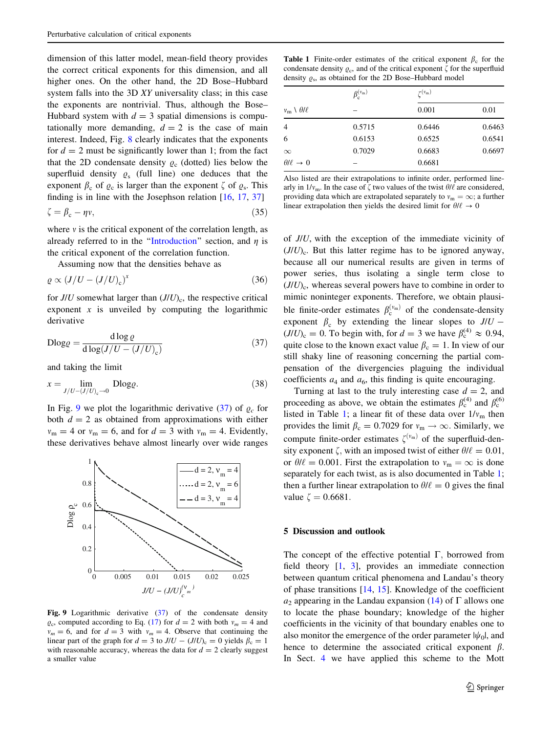dimension of this latter model, mean-field theory provides the correct critical exponents for this dimension, and all higher ones. On the other hand, the 2D Bose–Hubbard system falls into the 3D *XY* universality class; in this case the exponents are nontrivial. Thus, although the Bose–Hubbard system with $d = 3$ spatial dimensions is computationally more demanding, $d = 2$ is the case of main interest. Indeed, Fig. 8 clearly indicates that the exponents for $d = 2$ must be significantly lower than 1; from the fact that the 2D condensate density $\varrho_c$ (dotted) lies below the superfluid density $\varrho_s$ (full line) one deduces that the exponent $\beta_c$ of $\varrho_c$ is larger than the exponent $\zeta$ of $\varrho_s$. This finding is in line with the Josephson relation [16, 17, 37]

$$\zeta = \beta_c - \eta\nu, \tag{35}$$

where $\nu$ is the critical exponent of the correlation length, as already referred to in the "Introduction" section, and $\eta$ is the critical exponent of the correlation function.

Assuming now that the densities behave as

$$\varrho \propto (J/U - (J/U)_c)^x \tag{36}$$

for $J/U$ somewhat larger than $(J/U)_c$, the respective critical exponent $x$ is unveiled by computing the logarithmic derivative

$$\mathrm{Dlog}\varrho = \frac{\mathrm{d}\log\varrho}{\mathrm{d}\log(J/U - (J/U)_c)} \tag{37}$$

and taking the limit

$$x = \lim_{J/U-(J/U)_c \to 0} \mathrm{Dlog}\varrho. \tag{38}$$

In Fig. 9 we plot the logarithmic derivative (37) of $\varrho_c$ for both $d = 2$ as obtained from approximations with either $\nu_m = 4$ or $\nu_m = 6$, and for $d = 3$ with $\nu_m = 4$. Evidently, these derivatives behave almost linearly over wide ranges of $J/U$, with the exception of the immediate vicinity of $(J/U)_c$. But this latter regime has to be ignored anyway, because all our numerical results are given in terms of power series, thus isolating a single term close to $(J/U)_c$, whereas several powers have to combine in order to mimic noninteger exponents. Therefore, we obtain plausible finite-order estimates $\beta_c^{(\nu_m)}$ of the condensate-density exponent $\beta_c$ by extending the linear slopes to $J/U - (J/U)_c = 0$. To begin with, for $d = 3$ we have $\beta_c^{(4)} \approx 0.94$, quite close to the known exact value $\beta_c = 1$. In view of our still shaky line of reasoning concerning the partial compensation of the divergencies plaguing the individual coefficients $a_4$ and $a_6$, this finding is quite encouraging.

**Fig. 9** Logarithmic derivative (37) of the condensate density $\varrho_c$, computed according to Eq. (17) for $d = 2$ with both $\nu_m = 4$ and $\nu_m = 6$, and for $d = 3$ with $\nu_m = 4$. Observe that continuing the linear part of the graph for $d = 3$ to $J/U - (J/U)_c = 0$ yields $\beta_c = 1$ with reasonable accuracy, whereas the data for $d = 2$ clearly suggest a smaller value

**Table 1** Finite-order estimates of the critical exponent $\beta_c$ for the condensate density $\varrho_c$, and of the critical exponent $\zeta$ for the superfluid density $\varrho_s$, as obtained for the 2D Bose–Hubbard model

| | $\beta_c^{(\nu_m)}$ | $\zeta^{(\nu_m)}$ | |
|---|---|---|---|
| $\nu_m \setminus \theta/\ell$ | – | 0.001 | 0.01 |
| 4 | 0.5715 | 0.6446 | 0.6463 |
| 6 | 0.6153 | 0.6525 | 0.6541 |
| $\infty$ | 0.7029 | 0.6683 | 0.6697 |
| $\theta/\ell \to 0$ | – | 0.6681 | |

Also listed are their extrapolations to infinite order, performed linearly in $1/\nu_m$. In the case of $\zeta$ two values of the twist $\theta/\ell$ are considered, providing data which are extrapolated separately to $\nu_m = \infty$; a further linear extrapolation then yields the desired limit for $\theta/\ell \to 0$

Turning at last to the truly interesting case $d = 2$, and proceeding as above, we obtain the estimates $\beta_c^{(4)}$ and $\beta_c^{(6)}$ listed in Table 1; a linear fit of these data over $1/\nu_m$ then provides the limit $\beta_c = 0.7029$ for $\nu_m \to \infty$. Similarly, we compute finite-order estimates $\zeta^{(\nu_m)}$ of the superfluid-density exponent $\zeta$, with an imposed twist of either $\theta/\ell = 0.01$, or $\theta/\ell = 0.001$. First the extrapolation to $\nu_m = \infty$ is done separately for each twist, as is also documented in Table 1; then a further linear extrapolation to $\theta/\ell = 0$ gives the final value $\zeta = 0.6681$.

## 5 Discussion and outlook

The concept of the effective potential $\Gamma$, borrowed from field theory [1, 3], provides an immediate connection between quantum critical phenomena and Landau's theory of phase transitions [14, 15]. Knowledge of the coefficient $a_2$ appearing in the Landau expansion (14) of $\Gamma$ allows one to locate the phase boundary; knowledge of the higher coefficients in the vicinity of that boundary enables one to also monitor the emergence of the order parameter $|\psi_0|$, and hence to determine the associated critical exponent $\beta$. In Sect. 4 we have applied this scheme to the Mott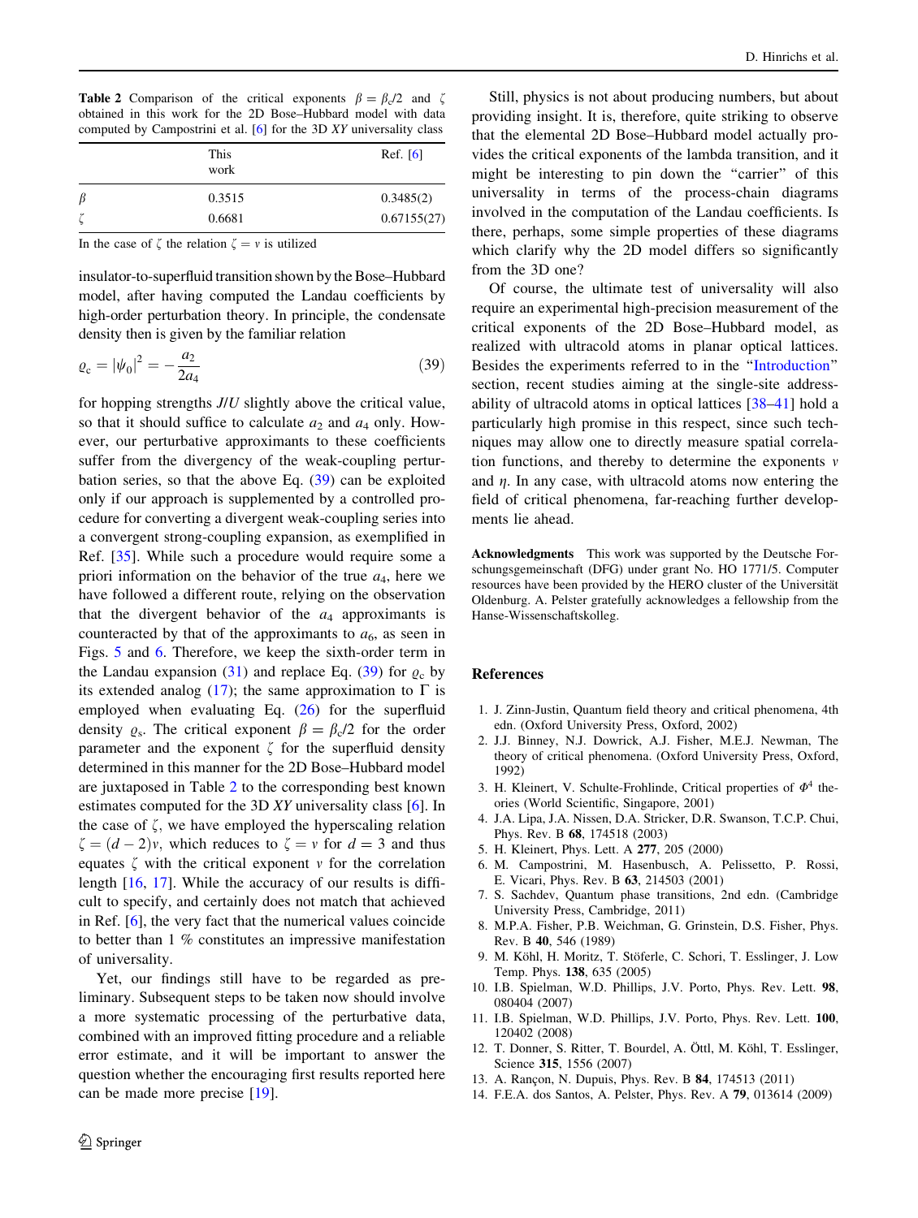**Table 2** Comparison of the critical exponents $\beta = \beta_c/2$ and $\zeta$ obtained in this work for the 2D Bose–Hubbard model with data computed by Campostrini et al. [6] for the 3D *XY* universality class

| | This work | Ref. [6] |
|---|---|---|
| $\beta$ | 0.3515 | 0.3485(2) |
| $\zeta$ | 0.6681 | 0.67155(27) |

In the case of $\zeta$ the relation $\zeta = \nu$ is utilized

insulator-to-superfluid transition shown by the Bose–Hubbard model, after having computed the Landau coefficients by high-order perturbation theory. In principle, the condensate density then is given by the familiar relation

$$\varrho_c = |\psi_0|^2 = -\frac{a_2}{2a_4} \tag{39}$$

for hopping strengths $J/U$ slightly above the critical value, so that it should suffice to calculate $a_2$ and $a_4$ only. However, our perturbative approximants to these coefficients suffer from the divergency of the weak-coupling perturbation series, so that the above Eq. (39) can be exploited only if our approach is supplemented by a controlled procedure for converting a divergent weak-coupling series into a convergent strong-coupling expansion, as exemplified in Ref. [35]. While such a procedure would require some a priori information on the behavior of the true $a_4$, here we have followed a different route, relying on the observation that the divergent behavior of the $a_4$ approximants is counteracted by that of the approximants to $a_6$, as seen in Figs. 5 and 6. Therefore, we keep the sixth-order term in the Landau expansion (31) and replace Eq. (39) for $\varrho_c$ by its extended analog (17); the same approximation to $\Gamma$ is employed when evaluating Eq. (26) for the superfluid density $\varrho_s$. The critical exponent $\beta = \beta_c/2$ for the order parameter and the exponent $\zeta$ for the superfluid density determined in this manner for the 2D Bose–Hubbard model are juxtaposed in Table 2 to the corresponding best known estimates computed for the 3D *XY* universality class [6]. In the case of $\zeta$, we have employed the hyperscaling relation $\zeta = (d-2)\nu$, which reduces to $\zeta = \nu$ for $d = 3$ and thus equates $\zeta$ with the critical exponent $\nu$ for the correlation length [16, 17]. While the accuracy of our results is difficult to specify, and certainly does not match that achieved in Ref. [6], the very fact that the numerical values coincide to better than 1 % constitutes an impressive manifestation of universality.

Yet, our findings still have to be regarded as preliminary. Subsequent steps to be taken now should involve a more systematic processing of the perturbative data, combined with an improved fitting procedure and a reliable error estimate, and it will be important to answer the question whether the encouraging first results reported here can be made more precise [19].

Still, physics is not about producing numbers, but about providing insight. It is, therefore, quite striking to observe that the elemental 2D Bose–Hubbard model actually provides the critical exponents of the lambda transition, and it might be interesting to pin down the "carrier" of this universality in terms of the process-chain diagrams involved in the computation of the Landau coefficients. Is there, perhaps, some simple properties of these diagrams which clarify why the 2D model differs so significantly from the 3D one?

Of course, the ultimate test of universality will also require an experimental high-precision measurement of the critical exponents of the 2D Bose–Hubbard model, as realized with ultracold atoms in planar optical lattices. Besides the experiments referred to in the "Introduction" section, recent studies aiming at the single-site addressability of ultracold atoms in optical lattices [38–41] hold a particularly high promise in this respect, since such techniques may allow one to directly measure spatial correlation functions, and thereby to determine the exponents $\nu$ and $\eta$. In any case, with ultracold atoms now entering the field of critical phenomena, far-reaching further developments lie ahead.

**Acknowledgments** This work was supported by the Deutsche Forschungsgemeinschaft (DFG) under grant No. HO 1771/5. Computer resources have been provided by the HERO cluster of the Universität Oldenburg. A. Pelster gratefully acknowledges a fellowship from the Hanse-Wissenschaftskolleg.

## References

1. J. Zinn-Justin, Quantum field theory and critical phenomena, 4th edn. (Oxford University Press, Oxford, 2002)
2. J.J. Binney, N.J. Dowrick, A.J. Fisher, M.E.J. Newman, The theory of critical phenomena. (Oxford University Press, Oxford, 1992)
3. H. Kleinert, V. Schulte-Frohlinde, Critical properties of $\Phi^4$ theories (World Scientific, Singapore, 2001)
4. J.A. Lipa, J.A. Nissen, D.A. Stricker, D.R. Swanson, T.C.P. Chui, Phys. Rev. B **68**, 174518 (2003)
5. H. Kleinert, Phys. Lett. A **277**, 205 (2000)
6. M. Campostrini, M. Hasenbusch, A. Pelissetto, P. Rossi, E. Vicari, Phys. Rev. B **63**, 214503 (2001)
7. S. Sachdev, Quantum phase transitions, 2nd edn. (Cambridge University Press, Cambridge, 2011)
8. M.P.A. Fisher, P.B. Weichman, G. Grinstein, D.S. Fisher, Phys. Rev. B **40**, 546 (1989)
9. M. Köhl, H. Moritz, T. Stöferle, C. Schori, T. Esslinger, J. Low Temp. Phys. **138**, 635 (2005)
10. I.B. Spielman, W.D. Phillips, J.V. Porto, Phys. Rev. Lett. **98**, 080404 (2007)
11. I.B. Spielman, W.D. Phillips, J.V. Porto, Phys. Rev. Lett. **100**, 120402 (2008)
12. T. Donner, S. Ritter, T. Bourdel, A. Öttl, M. Köhl, T. Esslinger, Science **315**, 1556 (2007)
13. A. Rançon, N. Dupuis, Phys. Rev. B **84**, 174513 (2011)
14. F.E.A. dos Santos, A. Pelster, Phys. Rev. A **79**, 013614 (2009)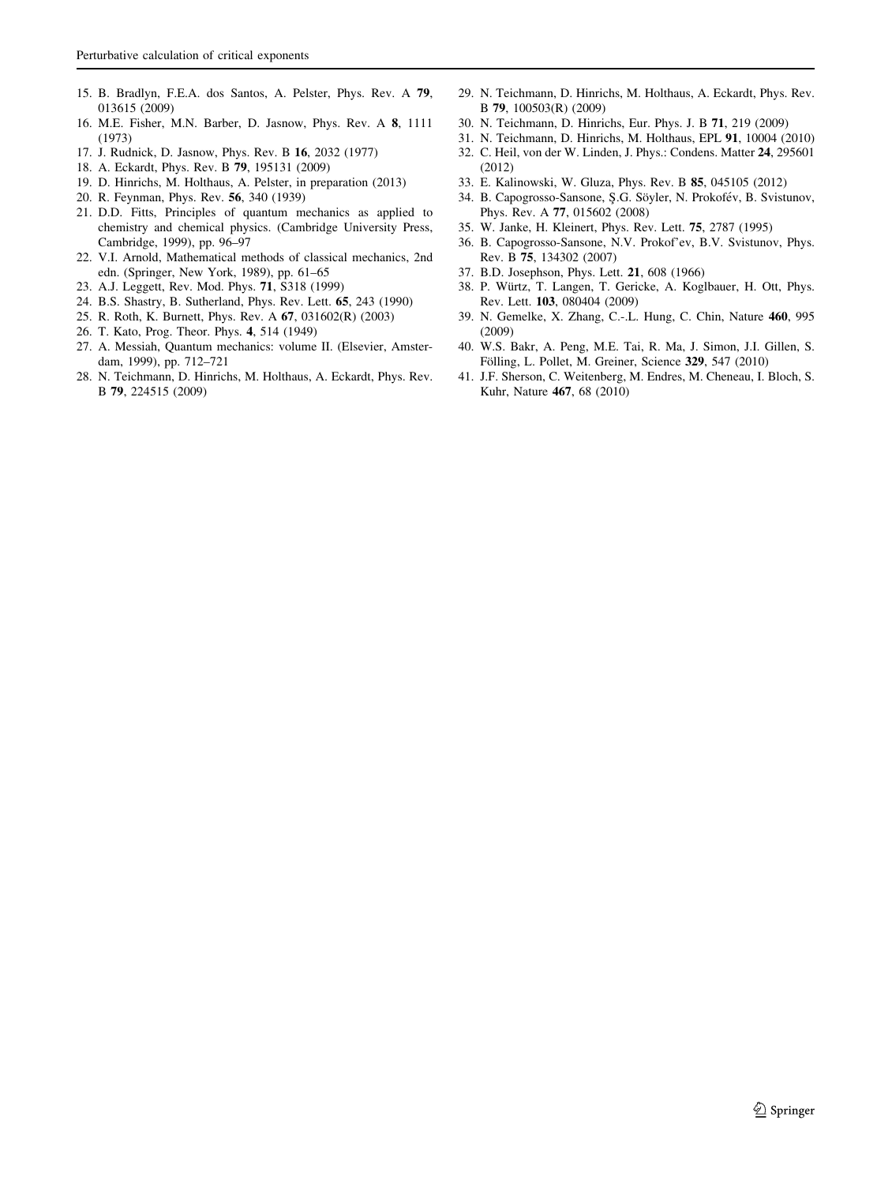15. B. Bradlyn, F.E.A. dos Santos, A. Pelster, Phys. Rev. A **79**, 013615 (2009)
16. M.E. Fisher, M.N. Barber, D. Jasnow, Phys. Rev. A **8**, 1111 (1973)
17. J. Rudnick, D. Jasnow, Phys. Rev. B **16**, 2032 (1977)
18. A. Eckardt, Phys. Rev. B **79**, 195131 (2009)
19. D. Hinrichs, M. Holthaus, A. Pelster, in preparation (2013)
20. R. Feynman, Phys. Rev. **56**, 340 (1939)
21. D.D. Fitts, Principles of quantum mechanics as applied to chemistry and chemical physics. (Cambridge University Press, Cambridge, 1999), pp. 96–97
22. V.I. Arnold, Mathematical methods of classical mechanics, 2nd edn. (Springer, New York, 1989), pp. 61–65
23. A.J. Leggett, Rev. Mod. Phys. **71**, S318 (1999)
24. B.S. Shastry, B. Sutherland, Phys. Rev. Lett. **65**, 243 (1990)
25. R. Roth, K. Burnett, Phys. Rev. A **67**, 031602(R) (2003)
26. T. Kato, Prog. Theor. Phys. **4**, 514 (1949)
27. A. Messiah, Quantum mechanics: volume II. (Elsevier, Amsterdam, 1999), pp. 712–721
28. N. Teichmann, D. Hinrichs, M. Holthaus, A. Eckardt, Phys. Rev. B **79**, 224515 (2009)
29. N. Teichmann, D. Hinrichs, M. Holthaus, A. Eckardt, Phys. Rev. B **79**, 100503(R) (2009)
30. N. Teichmann, D. Hinrichs, Eur. Phys. J. B **71**, 219 (2009)
31. N. Teichmann, D. Hinrichs, M. Holthaus, EPL **91**, 10004 (2010)
32. C. Heil, von der W. Linden, J. Phys.: Condens. Matter **24**, 295601 (2012)
33. E. Kalinowski, W. Gluza, Phys. Rev. B **85**, 045105 (2012)
34. B. Capogrosso-Sansone, Ş.G. Söyler, N. Prokofév, B. Svistunov, Phys. Rev. A **77**, 015602 (2008)
35. W. Janke, H. Kleinert, Phys. Rev. Lett. **75**, 2787 (1995)
36. B. Capogrosso-Sansone, N.V. Prokof'ev, B.V. Svistunov, Phys. Rev. B **75**, 134302 (2007)
37. B.D. Josephson, Phys. Lett. **21**, 608 (1966)
38. P. Würtz, T. Langen, T. Gericke, A. Koglbauer, H. Ott, Phys. Rev. Lett. **103**, 080404 (2009)
39. N. Gemelke, X. Zhang, C.-.L. Hung, C. Chin, Nature **460**, 995 (2009)
40. W.S. Bakr, A. Peng, M.E. Tai, R. Ma, J. Simon, J.I. Gillen, S. Fölling, L. Pollet, M. Greiner, Science **329**, 547 (2010)
41. J.F. Sherson, C. Weitenberg, M. Endres, M. Cheneau, I. Bloch, S. Kuhr, Nature **467**, 68 (2010)